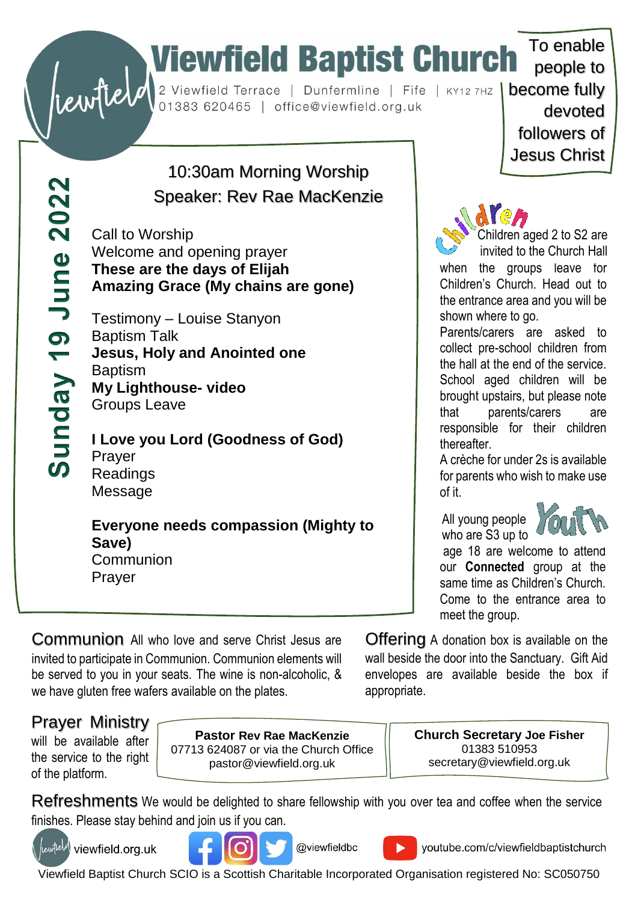# Viewfield Baptist Church

2 Viewfield Terrace | Dunfermline | Fife | KY12 7HZ
01383 620465 | office@viewfield.org.uk

To enable people to become fully devoted followers of Jesus Christ

## Sunday 19 June 2022

### 10:30am Morning Worship
### Speaker: Rev Rae MacKenzie

Call to Worship
Welcome and opening prayer
**These are the days of Elijah**
**Amazing Grace (My chains are gone)**

Testimony – Louise Stanyon
Baptism Talk
**Jesus, Holy and Anointed one**
Baptism
**My Lighthouse- video**
Groups Leave

**I Love you Lord (Goodness of God)**
Prayer
Readings
Message

**Everyone needs compassion (Mighty to Save)**
Communion
Prayer

### Children

Children aged 2 to S2 are invited to the Church Hall when the groups leave for Children's Church. Head out to the entrance area and you will be shown where to go.
Parents/carers are asked to collect pre-school children from the hall at the end of the service. School aged children will be brought upstairs, but please note that parents/carers are responsible for their children thereafter.
A crèche for under 2s is available for parents who wish to make use of it.

### Youth

All young people who are S3 up to age 18 are welcome to attend our **Connected** group at the same time as Children's Church. Come to the entrance area to meet the group.

**Communion** All who love and serve Christ Jesus are invited to participate in Communion. Communion elements will be served to you in your seats. The wine is non-alcoholic, & we have gluten free wafers available on the plates.

**Offering** A donation box is available on the wall beside the door into the Sanctuary. Gift Aid envelopes are available beside the box if appropriate.

**Prayer Ministry** will be available after the service to the right of the platform.

**Pastor Rev Rae MacKenzie**
07713 624087 or via the Church Office
pastor@viewfield.org.uk

**Church Secretary Joe Fisher**
01383 510953
secretary@viewfield.org.uk

**Refreshments** We would be delighted to share fellowship with you over tea and coffee when the service finishes. Please stay behind and join us if you can.

viewfield.org.uk | @viewfieldbc | youtube.com/c/viewfieldbaptistchurch

Viewfield Baptist Church SCIO is a Scottish Charitable Incorporated Organisation registered No: SC050750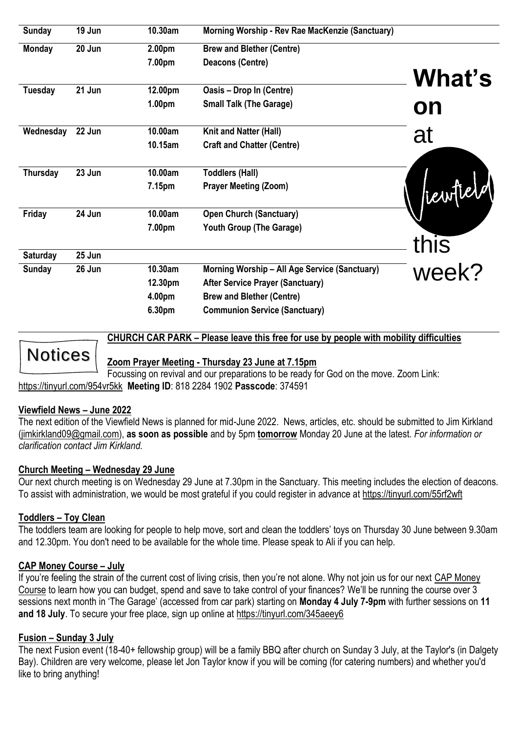# What's on at Viewfield this week?

| | | | |
|---|---|---|---|
| **Sunday** | **19 Jun** | **10.30am** | **Morning Worship - Rev Rae MacKenzie (Sanctuary)** |
| **Monday** | **20 Jun** | **2.00pm** | **Brew and Blether (Centre)** |
| | | **7.00pm** | **Deacons (Centre)** |
| **Tuesday** | **21 Jun** | **12.00pm** | **Oasis – Drop In (Centre)** |
| | | **1.00pm** | **Small Talk (The Garage)** |
| **Wednesday** | **22 Jun** | **10.00am** | **Knit and Natter (Hall)** |
| | | **10.15am** | **Craft and Chatter (Centre)** |
| **Thursday** | **23 Jun** | **10.00am** | **Toddlers (Hall)** |
| | | **7.15pm** | **Prayer Meeting (Zoom)** |
| **Friday** | **24 Jun** | **10.00am** | **Open Church (Sanctuary)** |
| | | **7.00pm** | **Youth Group (The Garage)** |
| **Saturday** | **25 Jun** | | |
| **Sunday** | **26 Jun** | **10.30am** | **Morning Worship – All Age Service (Sanctuary)** |
| | | **12.30pm** | **After Service Prayer (Sanctuary)** |
| | | **4.00pm** | **Brew and Blether (Centre)** |
| | | **6.30pm** | **Communion Service (Sanctuary)** |

## Notices

**CHURCH CAR PARK – Please leave this free for use by people with mobility difficulties**

**Zoom Prayer Meeting - Thursday 23 June at 7.15pm**

Focussing on revival and our preparations to be ready for God on the move. Zoom Link: https://tinyurl.com/954vr5kk **Meeting ID**: 818 2284 1902 **Passcode**: 374591

**Viewfield News – June 2022**

The next edition of the Viewfield News is planned for mid-June 2022. News, articles, etc. should be submitted to Jim Kirkland (jimkirkland09@gmail.com), **as soon as possible** and by 5pm **tomorrow** Monday 20 June at the latest. *For information or clarification contact Jim Kirkland.*

**Church Meeting – Wednesday 29 June**

Our next church meeting is on Wednesday 29 June at 7.30pm in the Sanctuary. This meeting includes the election of deacons. To assist with administration, we would be most grateful if you could register in advance at https://tinyurl.com/55rf2wft

**Toddlers – Toy Clean**

The toddlers team are looking for people to help move, sort and clean the toddlers' toys on Thursday 30 June between 9.30am and 12.30pm. You don't need to be available for the whole time. Please speak to Ali if you can help.

**CAP Money Course – July**

If you're feeling the strain of the current cost of living crisis, then you're not alone. Why not join us for our next CAP Money Course to learn how you can budget, spend and save to take control of your finances? We'll be running the course over 3 sessions next month in 'The Garage' (accessed from car park) starting on **Monday 4 July 7-9pm** with further sessions on **11 and 18 July**. To secure your free place, sign up online at https://tinyurl.com/345aeey6

**Fusion – Sunday 3 July**

The next Fusion event (18-40+ fellowship group) will be a family BBQ after church on Sunday 3 July, at the Taylor's (in Dalgety Bay). Children are very welcome, please let Jon Taylor know if you will be coming (for catering numbers) and whether you'd like to bring anything!